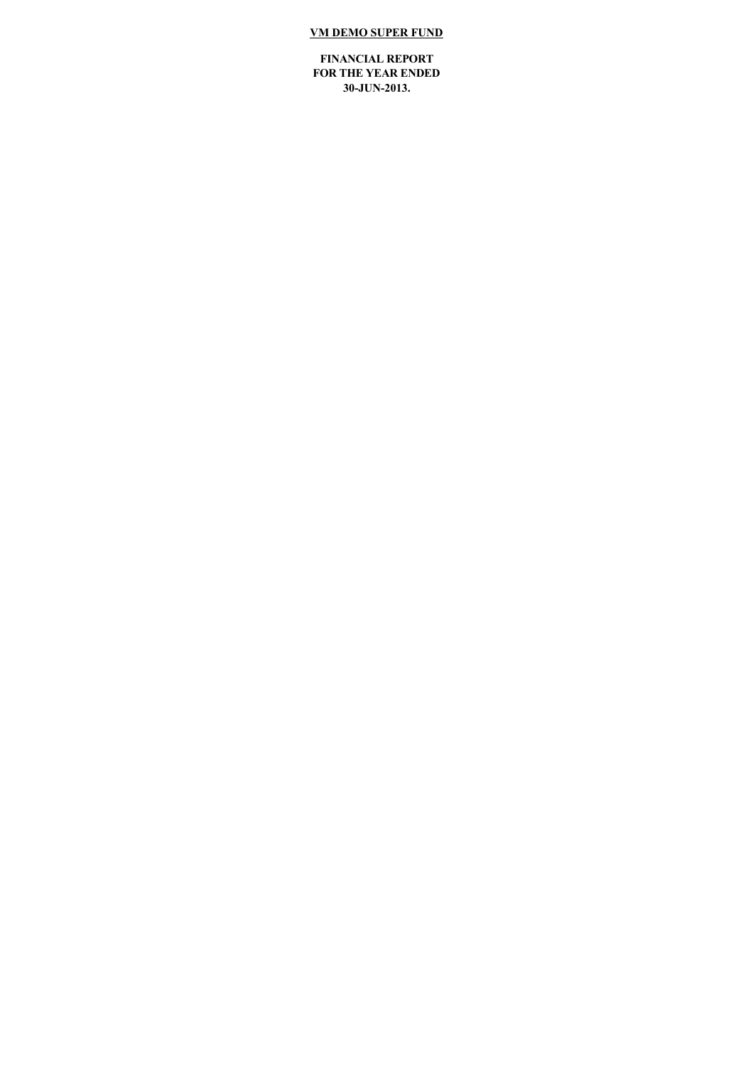# VM DEMO SUPER FUND

**FINANCIAL REPORT**
**FOR THE YEAR ENDED**
**30-JUN-2013.**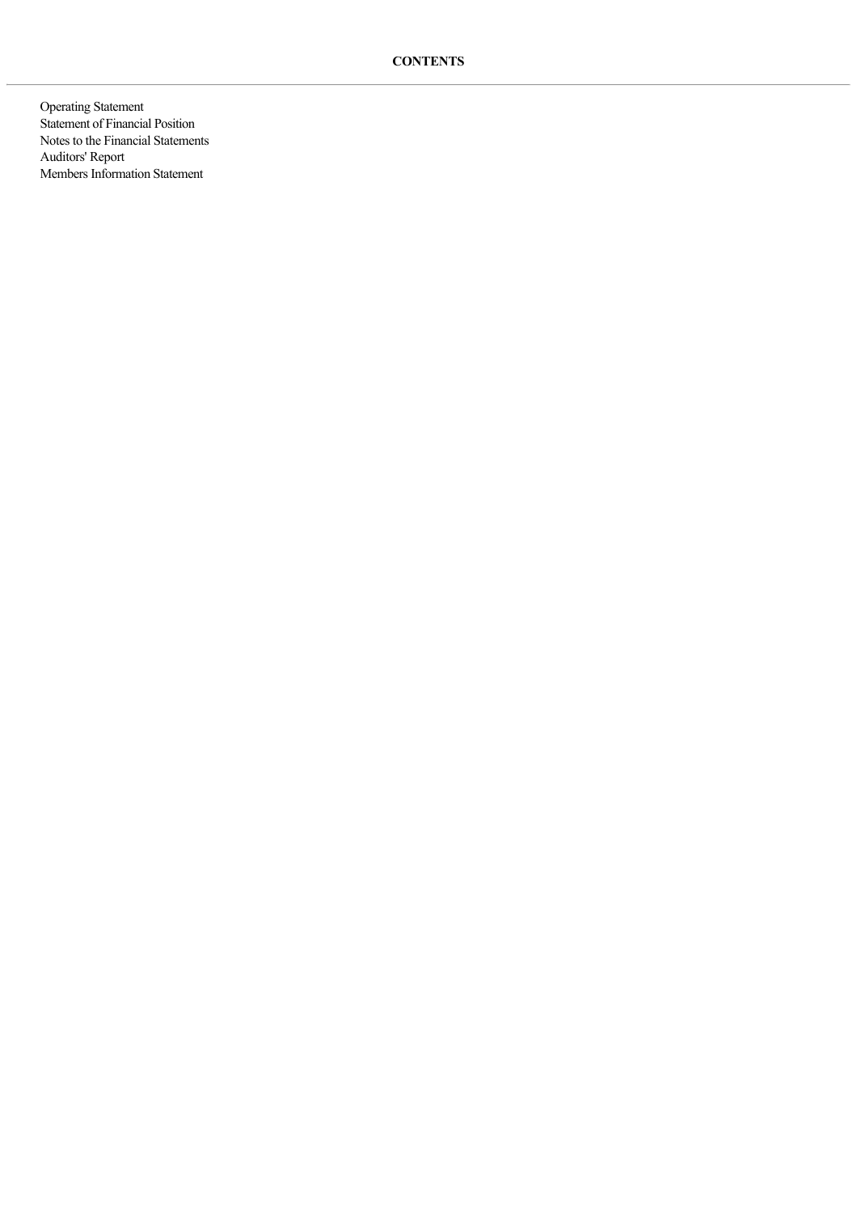## CONTENTS

Operating Statement
Statement of Financial Position
Notes to the Financial Statements
Auditors' Report
Members Information Statement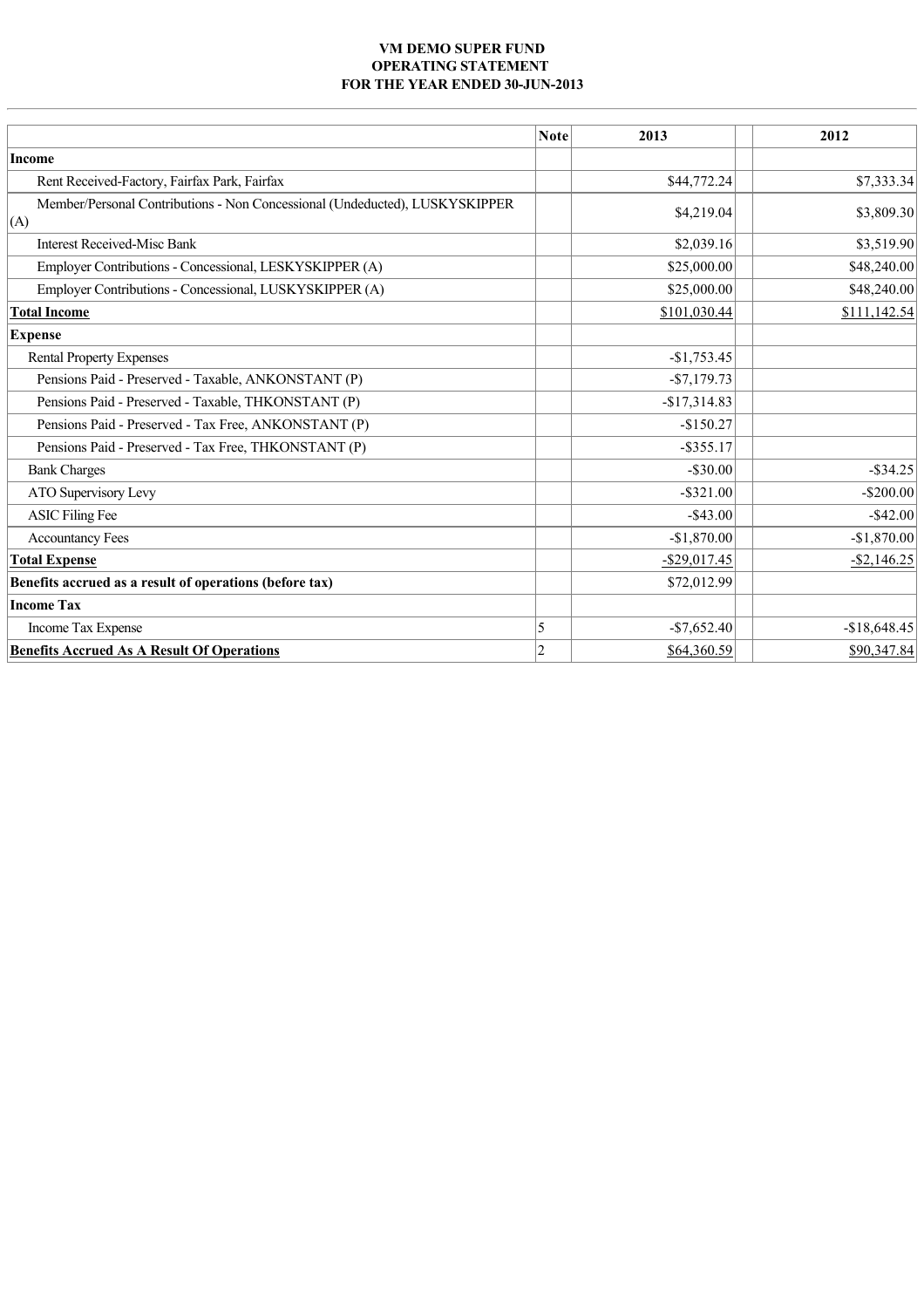**VM DEMO SUPER FUND**
**OPERATING STATEMENT**
**FOR THE YEAR ENDED 30-JUN-2013**

| | Note | 2013 | | 2012 |
|---|---|---|---|---|
| **Income** | | | | |
| Rent Received-Factory, Fairfax Park, Fairfax | | $44,772.24 | | $7,333.34 |
| Member/Personal Contributions - Non Concessional (Undeducted), LUSKYSKIPPER (A) | | $4,219.04 | | $3,809.30 |
| Interest Received-Misc Bank | | $2,039.16 | | $3,519.90 |
| Employer Contributions - Concessional, LESKYSKIPPER (A) | | $25,000.00 | | $48,240.00 |
| Employer Contributions - Concessional, LUSKYSKIPPER (A) | | $25,000.00 | | $48,240.00 |
| **Total Income** | | $101,030.44 | | $111,142.54 |
| **Expense** | | | | |
| Rental Property Expenses | | -$1,753.45 | | |
| Pensions Paid - Preserved - Taxable, ANKONSTANT (P) | | -$7,179.73 | | |
| Pensions Paid - Preserved - Taxable, THKONSTANT (P) | | -$17,314.83 | | |
| Pensions Paid - Preserved - Tax Free, ANKONSTANT (P) | | -$150.27 | | |
| Pensions Paid - Preserved - Tax Free, THKONSTANT (P) | | -$355.17 | | |
| Bank Charges | | -$30.00 | | -$34.25 |
| ATO Supervisory Levy | | -$321.00 | | -$200.00 |
| ASIC Filing Fee | | -$43.00 | | -$42.00 |
| Accountancy Fees | | -$1,870.00 | | -$1,870.00 |
| **Total Expense** | | -$29,017.45 | | -$2,146.25 |
| **Benefits accrued as a result of operations (before tax)** | | $72,012.99 | | |
| **Income Tax** | | | | |
| Income Tax Expense | 5 | -$7,652.40 | | -$18,648.45 |
| **Benefits Accrued As A Result Of Operations** | 2 | $64,360.59 | | $90,347.84 |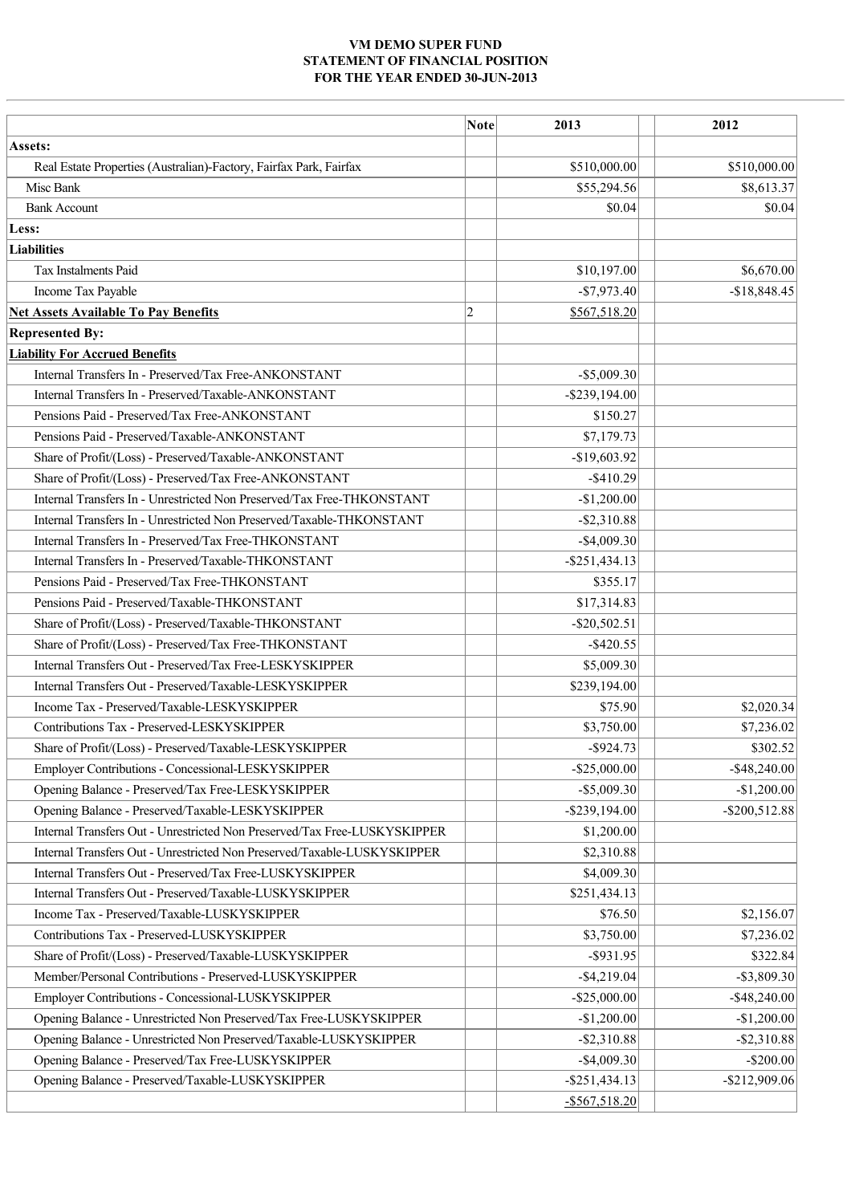**VM DEMO SUPER FUND**
**STATEMENT OF FINANCIAL POSITION**
**FOR THE YEAR ENDED 30-JUN-2013**

| | Note | 2013 | 2012 |
|---|---|---|---|
| **Assets:** | | | |
| Real Estate Properties (Australian)-Factory, Fairfax Park, Fairfax | | $510,000.00 | $510,000.00 |
| Misc Bank | | $55,294.56 | $8,613.37 |
| Bank Account | | $0.04 | $0.04 |
| **Less:** | | | |
| **Liabilities** | | | |
| Tax Instalments Paid | | $10,197.00 | $6,670.00 |
| Income Tax Payable | | -$7,973.40 | -$18,848.45 |
| **Net Assets Available To Pay Benefits** | 2 | $567,518.20 | |
| **Represented By:** | | | |
| **Liability For Accrued Benefits** | | | |
| Internal Transfers In - Preserved/Tax Free-ANKONSTANT | | -$5,009.30 | |
| Internal Transfers In - Preserved/Taxable-ANKONSTANT | | -$239,194.00 | |
| Pensions Paid - Preserved/Tax Free-ANKONSTANT | | $150.27 | |
| Pensions Paid - Preserved/Taxable-ANKONSTANT | | $7,179.73 | |
| Share of Profit/(Loss) - Preserved/Taxable-ANKONSTANT | | -$19,603.92 | |
| Share of Profit/(Loss) - Preserved/Tax Free-ANKONSTANT | | -$410.29 | |
| Internal Transfers In - Unrestricted Non Preserved/Tax Free-THKONSTANT | | -$1,200.00 | |
| Internal Transfers In - Unrestricted Non Preserved/Taxable-THKONSTANT | | -$2,310.88 | |
| Internal Transfers In - Preserved/Tax Free-THKONSTANT | | -$4,009.30 | |
| Internal Transfers In - Preserved/Taxable-THKONSTANT | | -$251,434.13 | |
| Pensions Paid - Preserved/Tax Free-THKONSTANT | | $355.17 | |
| Pensions Paid - Preserved/Taxable-THKONSTANT | | $17,314.83 | |
| Share of Profit/(Loss) - Preserved/Taxable-THKONSTANT | | -$20,502.51 | |
| Share of Profit/(Loss) - Preserved/Tax Free-THKONSTANT | | -$420.55 | |
| Internal Transfers Out - Preserved/Tax Free-LESKYSKIPPER | | $5,009.30 | |
| Internal Transfers Out - Preserved/Taxable-LESKYSKIPPER | | $239,194.00 | |
| Income Tax - Preserved/Taxable-LESKYSKIPPER | | $75.90 | $2,020.34 |
| Contributions Tax - Preserved-LESKYSKIPPER | | $3,750.00 | $7,236.02 |
| Share of Profit/(Loss) - Preserved/Taxable-LESKYSKIPPER | | -$924.73 | $302.52 |
| Employer Contributions - Concessional-LESKYSKIPPER | | -$25,000.00 | -$48,240.00 |
| Opening Balance - Preserved/Tax Free-LESKYSKIPPER | | -$5,009.30 | -$1,200.00 |
| Opening Balance - Preserved/Taxable-LESKYSKIPPER | | -$239,194.00 | -$200,512.88 |
| Internal Transfers Out - Unrestricted Non Preserved/Tax Free-LUSKYSKIPPER | | $1,200.00 | |
| Internal Transfers Out - Unrestricted Non Preserved/Taxable-LUSKYSKIPPER | | $2,310.88 | |
| Internal Transfers Out - Preserved/Tax Free-LUSKYSKIPPER | | $4,009.30 | |
| Internal Transfers Out - Preserved/Taxable-LUSKYSKIPPER | | $251,434.13 | |
| Income Tax - Preserved/Taxable-LUSKYSKIPPER | | $76.50 | $2,156.07 |
| Contributions Tax - Preserved-LUSKYSKIPPER | | $3,750.00 | $7,236.02 |
| Share of Profit/(Loss) - Preserved/Taxable-LUSKYSKIPPER | | -$931.95 | $322.84 |
| Member/Personal Contributions - Preserved-LUSKYSKIPPER | | -$4,219.04 | -$3,809.30 |
| Employer Contributions - Concessional-LUSKYSKIPPER | | -$25,000.00 | -$48,240.00 |
| Opening Balance - Unrestricted Non Preserved/Tax Free-LUSKYSKIPPER | | -$1,200.00 | -$1,200.00 |
| Opening Balance - Unrestricted Non Preserved/Taxable-LUSKYSKIPPER | | -$2,310.88 | -$2,310.88 |
| Opening Balance - Preserved/Tax Free-LUSKYSKIPPER | | -$4,009.30 | -$200.00 |
| Opening Balance - Preserved/Taxable-LUSKYSKIPPER | | -$251,434.13 | -$212,909.06 |
| | | -$567,518.20 | |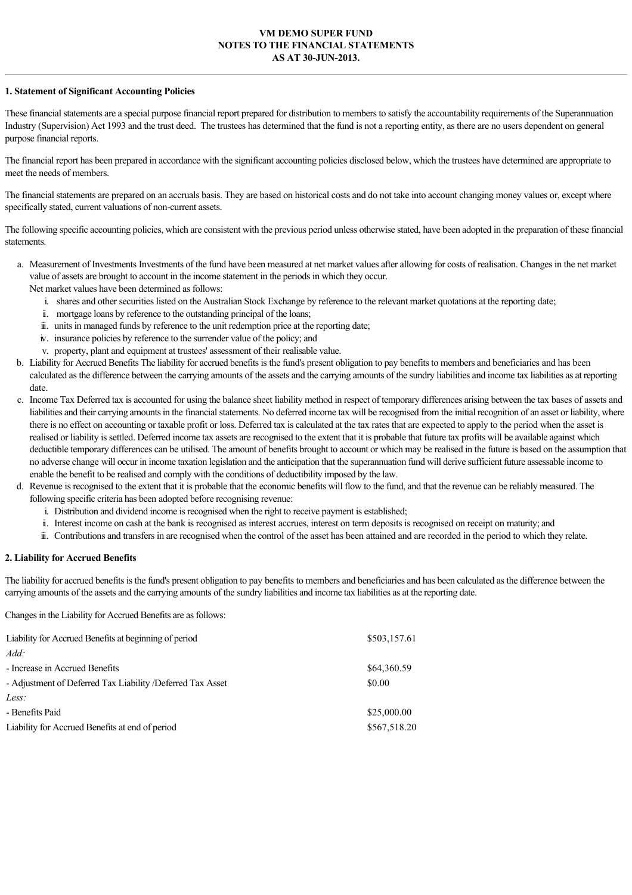# VM DEMO SUPER FUND
## NOTES TO THE FINANCIAL STATEMENTS
## AS AT 30-JUN-2013.

---

### 1. Statement of Significant Accounting Policies

These financial statements are a special purpose financial report prepared for distribution to members to satisfy the accountability requirements of the Superannuation Industry (Supervision) Act 1993 and the trust deed. The trustees has determined that the fund is not a reporting entity, as there are no users dependent on general purpose financial reports.

The financial report has been prepared in accordance with the significant accounting policies disclosed below, which the trustees have determined are appropriate to meet the needs of members.

The financial statements are prepared on an accruals basis. They are based on historical costs and do not take into account changing money values or, except where specifically stated, current valuations of non-current assets.

The following specific accounting policies, which are consistent with the previous period unless otherwise stated, have been adopted in the preparation of these financial statements.

a. Measurement of Investments Investments of the fund have been measured at net market values after allowing for costs of realisation. Changes in the net market value of assets are brought to account in the income statement in the periods in which they occur.
   Net market values have been determined as follows:
   i. shares and other securities listed on the Australian Stock Exchange by reference to the relevant market quotations at the reporting date;
   ii. mortgage loans by reference to the outstanding principal of the loans;
   iii. units in managed funds by reference to the unit redemption price at the reporting date;
   iv. insurance policies by reference to the surrender value of the policy; and
   v. property, plant and equipment at trustees' assessment of their realisable value.
b. Liability for Accrued Benefits The liability for accrued benefits is the fund's present obligation to pay benefits to members and beneficiaries and has been calculated as the difference between the carrying amounts of the assets and the carrying amounts of the sundry liabilities and income tax liabilities as at reporting date.
c. Income Tax Deferred tax is accounted for using the balance sheet liability method in respect of temporary differences arising between the tax bases of assets and liabilities and their carrying amounts in the financial statements. No deferred income tax will be recognised from the initial recognition of an asset or liability, where there is no effect on accounting or taxable profit or loss. Deferred tax is calculated at the tax rates that are expected to apply to the period when the asset is realised or liability is settled. Deferred income tax assets are recognised to the extent that it is probable that future tax profits will be available against which deductible temporary differences can be utilised. The amount of benefits brought to account or which may be realised in the future is based on the assumption that no adverse change will occur in income taxation legislation and the anticipation that the superannuation fund will derive sufficient future assessable income to enable the benefit to be realised and comply with the conditions of deductibility imposed by the law.
d. Revenue is recognised to the extent that it is probable that the economic benefits will flow to the fund, and that the revenue can be reliably measured. The following specific criteria has been adopted before recognising revenue:
   i. Distribution and dividend income is recognised when the right to receive payment is established;
   ii. Interest income on cash at the bank is recognised as interest accrues, interest on term deposits is recognised on receipt on maturity; and
   iii. Contributions and transfers in are recognised when the control of the asset has been attained and are recorded in the period to which they relate.

### 2. Liability for Accrued Benefits

The liability for accrued benefits is the fund's present obligation to pay benefits to members and beneficiaries and has been calculated as the difference between the carrying amounts of the assets and the carrying amounts of the sundry liabilities and income tax liabilities as at the reporting date.

Changes in the Liability for Accrued Benefits are as follows:

| | |
|---|---|
| Liability for Accrued Benefits at beginning of period | $503,157.61 |
| *Add:* | |
| - Increase in Accrued Benefits | $64,360.59 |
| - Adjustment of Deferred Tax Liability /Deferred Tax Asset | $0.00 |
| *Less:* | |
| - Benefits Paid | $25,000.00 |
| Liability for Accrued Benefits at end of period | $567,518.20 |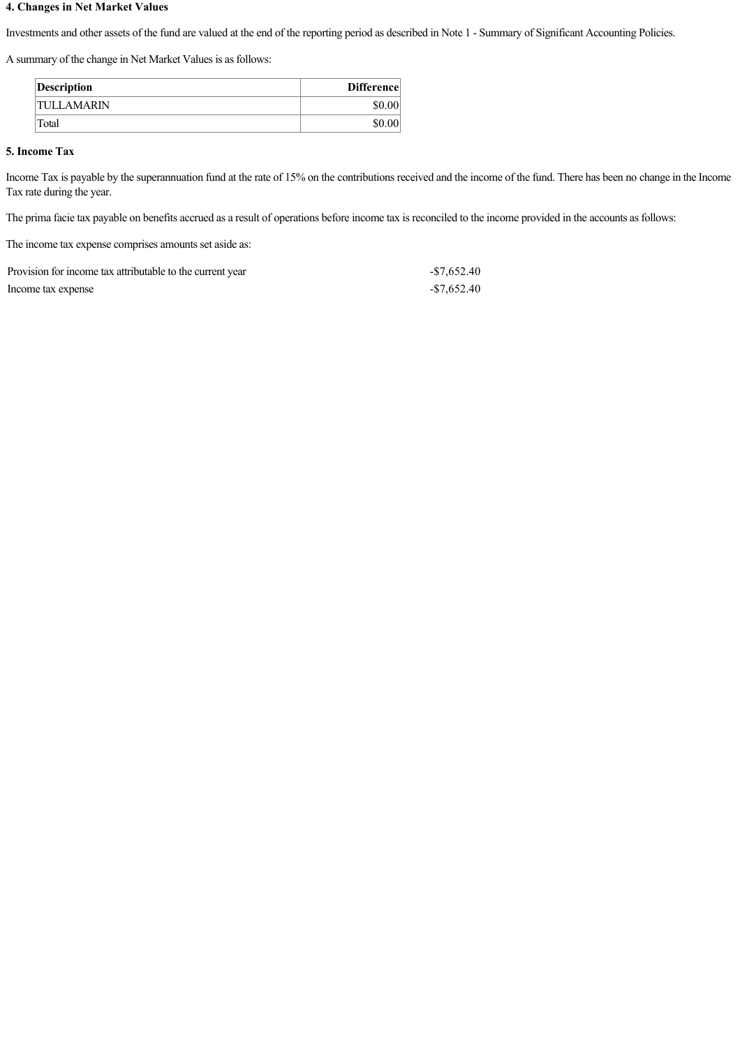### 4. Changes in Net Market Values

Investments and other assets of the fund are valued at the end of the reporting period as described in Note 1 - Summary of Significant Accounting Policies.

A summary of the change in Net Market Values is as follows:

| Description | Difference |
| --- | ---: |
| TULLAMARIN | $0.00 |
| Total | $0.00 |

### 5. Income Tax

Income Tax is payable by the superannuation fund at the rate of 15% on the contributions received and the income of the fund. There has been no change in the Income Tax rate during the year.

The prima facie tax payable on benefits accrued as a result of operations before income tax is reconciled to the income provided in the accounts as follows:

The income tax expense comprises amounts set aside as:

| | |
| --- | ---: |
| Provision for income tax attributable to the current year | -$7,652.40 |
| Income tax expense | -$7,652.40 |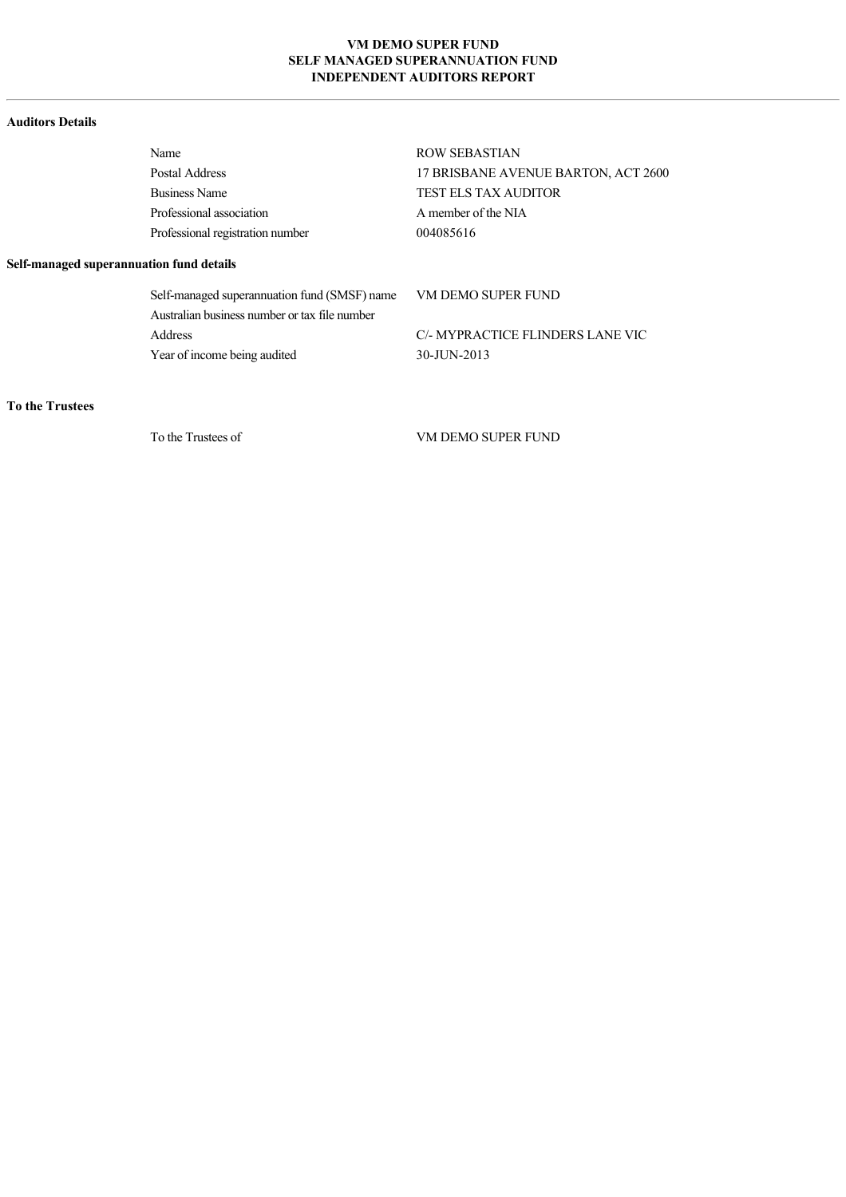# VM DEMO SUPER FUND
## SELF MANAGED SUPERANNUATION FUND
## INDEPENDENT AUDITORS REPORT

---

### Auditors Details

| | |
|---|---|
| Name | ROW SEBASTIAN |
| Postal Address | 17 BRISBANE AVENUE BARTON, ACT 2600 |
| Business Name | TEST ELS TAX AUDITOR |
| Professional association | A member of the NIA |
| Professional registration number | 004085616 |

### Self-managed superannuation fund details

| | |
|---|---|
| Self-managed superannuation fund (SMSF) name | VM DEMO SUPER FUND |
| Australian business number or tax file number | |
| Address | C/- MYPRACTICE FLINDERS LANE VIC |
| Year of income being audited | 30-JUN-2013 |

### To the Trustees

| | |
|---|---|
| To the Trustees of | VM DEMO SUPER FUND |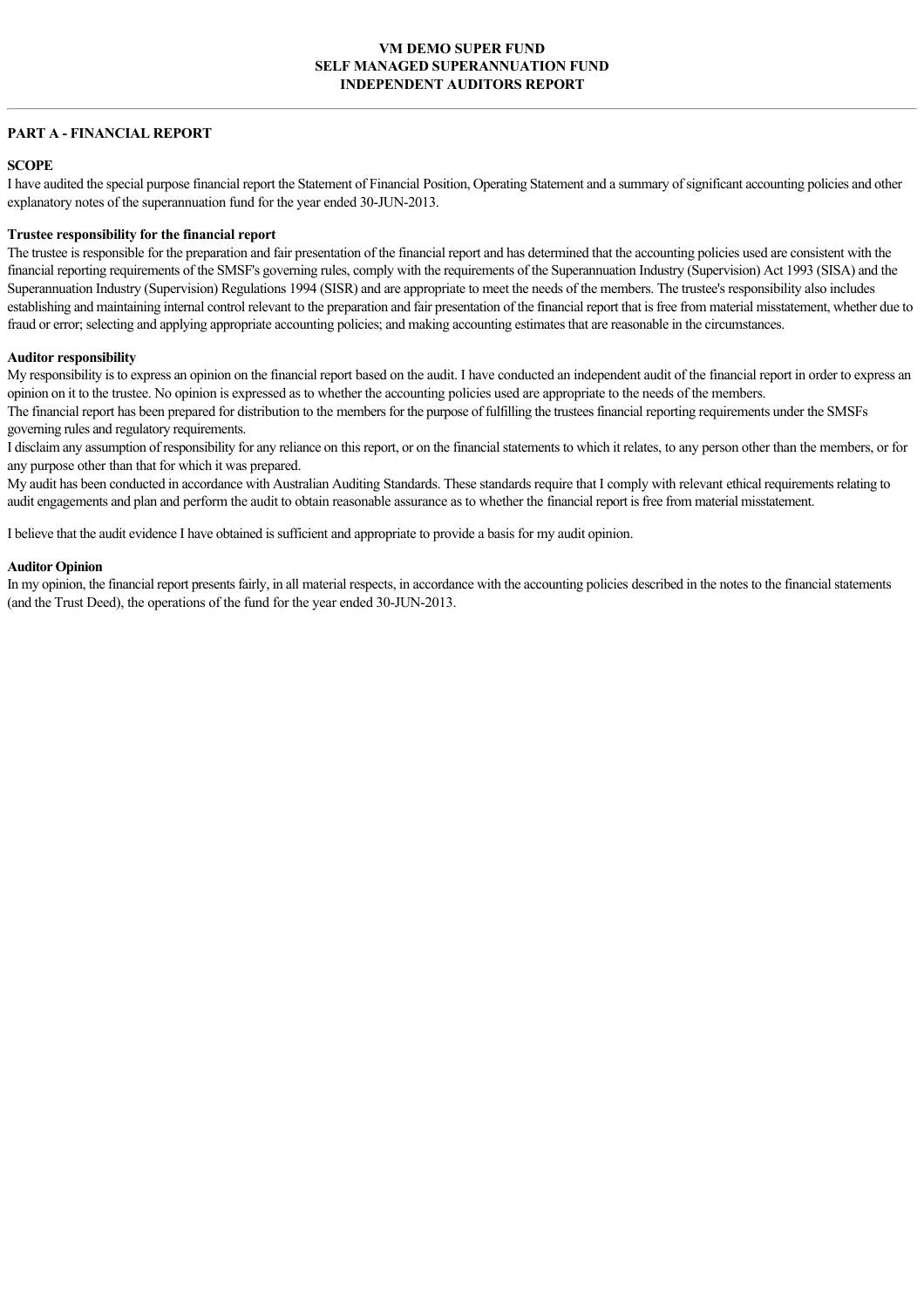# VM DEMO SUPER FUND
## SELF MANAGED SUPERANNUATION FUND
## INDEPENDENT AUDITORS REPORT

---

**PART A - FINANCIAL REPORT**

**SCOPE**

I have audited the special purpose financial report the Statement of Financial Position, Operating Statement and a summary of significant accounting policies and other explanatory notes of the superannuation fund for the year ended 30-JUN-2013.

**Trustee responsibility for the financial report**

The trustee is responsible for the preparation and fair presentation of the financial report and has determined that the accounting policies used are consistent with the financial reporting requirements of the SMSF's governing rules, comply with the requirements of the Superannuation Industry (Supervision) Act 1993 (SISA) and the Superannuation Industry (Supervision) Regulations 1994 (SISR) and are appropriate to meet the needs of the members. The trustee's responsibility also includes establishing and maintaining internal control relevant to the preparation and fair presentation of the financial report that is free from material misstatement, whether due to fraud or error; selecting and applying appropriate accounting policies; and making accounting estimates that are reasonable in the circumstances.

**Auditor responsibility**

My responsibility is to express an opinion on the financial report based on the audit. I have conducted an independent audit of the financial report in order to express an opinion on it to the trustee. No opinion is expressed as to whether the accounting policies used are appropriate to the needs of the members.
The financial report has been prepared for distribution to the members for the purpose of fulfilling the trustees financial reporting requirements under the SMSFs governing rules and regulatory requirements.
I disclaim any assumption of responsibility for any reliance on this report, or on the financial statements to which it relates, to any person other than the members, or for any purpose other than that for which it was prepared.
My audit has been conducted in accordance with Australian Auditing Standards. These standards require that I comply with relevant ethical requirements relating to audit engagements and plan and perform the audit to obtain reasonable assurance as to whether the financial report is free from material misstatement.

I believe that the audit evidence I have obtained is sufficient and appropriate to provide a basis for my audit opinion.

**Auditor Opinion**

In my opinion, the financial report presents fairly, in all material respects, in accordance with the accounting policies described in the notes to the financial statements (and the Trust Deed), the operations of the fund for the year ended 30-JUN-2013.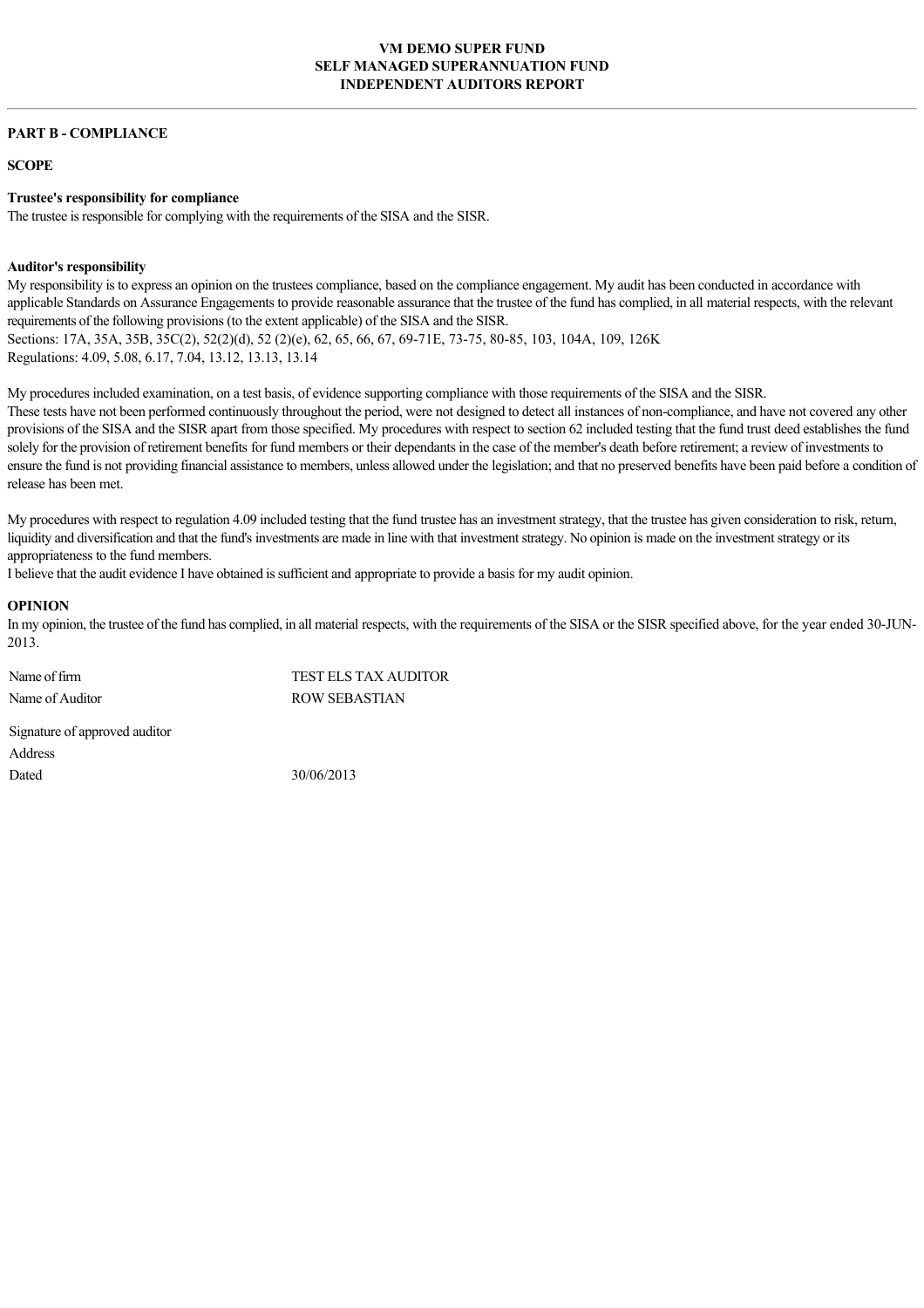# VM DEMO SUPER FUND
## SELF MANAGED SUPERANNUATION FUND
## INDEPENDENT AUDITORS REPORT

---

**PART B - COMPLIANCE**

**SCOPE**

**Trustee's responsibility for compliance**
The trustee is responsible for complying with the requirements of the SISA and the SISR.

**Auditor's responsibility**
My responsibility is to express an opinion on the trustees compliance, based on the compliance engagement. My audit has been conducted in accordance with applicable Standards on Assurance Engagements to provide reasonable assurance that the trustee of the fund has complied, in all material respects, with the relevant requirements of the following provisions (to the extent applicable) of the SISA and the SISR.
Sections: 17A, 35A, 35B, 35C(2), 52(2)(d), 52 (2)(e), 62, 65, 66, 67, 69-71E, 73-75, 80-85, 103, 104A, 109, 126K
Regulations: 4.09, 5.08, 6.17, 7.04, 13.12, 13.13, 13.14

My procedures included examination, on a test basis, of evidence supporting compliance with those requirements of the SISA and the SISR.
These tests have not been performed continuously throughout the period, were not designed to detect all instances of non-compliance, and have not covered any other provisions of the SISA and the SISR apart from those specified. My procedures with respect to section 62 included testing that the fund trust deed establishes the fund solely for the provision of retirement benefits for fund members or their dependants in the case of the member's death before retirement; a review of investments to ensure the fund is not providing financial assistance to members, unless allowed under the legislation; and that no preserved benefits have been paid before a condition of release has been met.

My procedures with respect to regulation 4.09 included testing that the fund trustee has an investment strategy, that the trustee has given consideration to risk, return, liquidity and diversification and that the fund's investments are made in line with that investment strategy. No opinion is made on the investment strategy or its appropriateness to the fund members.
I believe that the audit evidence I have obtained is sufficient and appropriate to provide a basis for my audit opinion.

**OPINION**
In my opinion, the trustee of the fund has complied, in all material respects, with the requirements of the SISA or the SISR specified above, for the year ended 30-JUN-2013.

| | |
|---|---|
| Name of firm | TEST ELS TAX AUDITOR |
| Name of Auditor | ROW SEBASTIAN |
| Signature of approved auditor | |
| Address | |
| Dated | 30/06/2013 |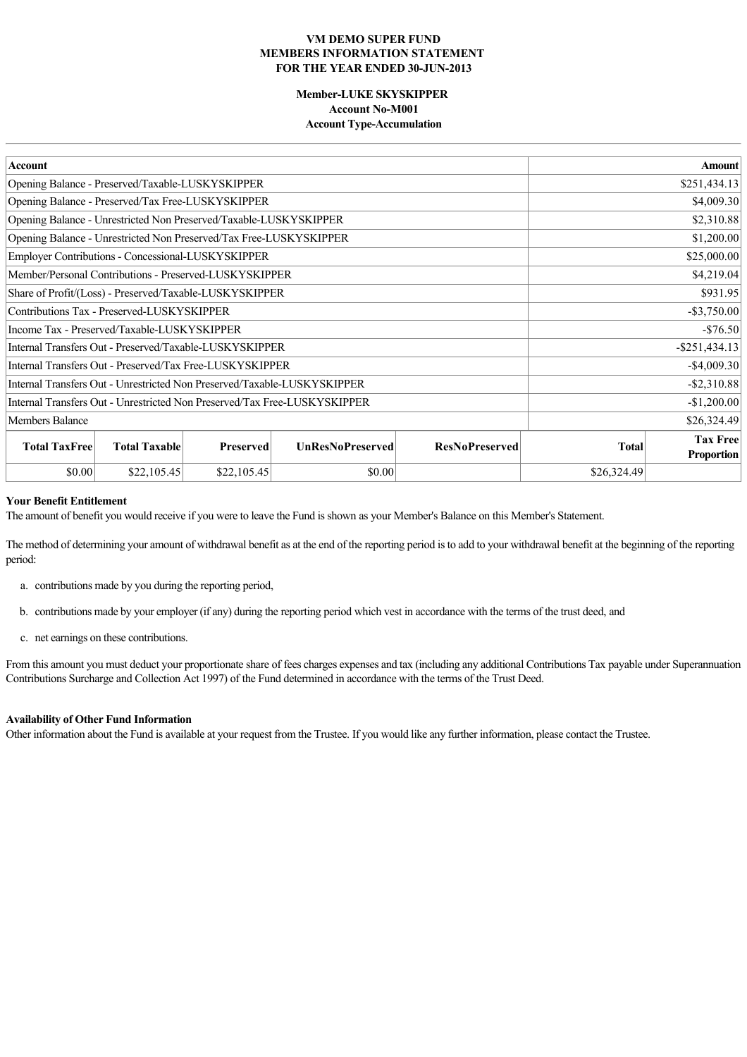**VM DEMO SUPER FUND**
**MEMBERS INFORMATION STATEMENT**
**FOR THE YEAR ENDED 30-JUN-2013**

**Member-LUKE SKYSKIPPER**
**Account No-M001**
**Account Type-Accumulation**

| Account | Amount |
|---|---|
| Opening Balance - Preserved/Taxable-LUSKYSKIPPER | $251,434.13 |
| Opening Balance - Preserved/Tax Free-LUSKYSKIPPER | $4,009.30 |
| Opening Balance - Unrestricted Non Preserved/Taxable-LUSKYSKIPPER | $2,310.88 |
| Opening Balance - Unrestricted Non Preserved/Tax Free-LUSKYSKIPPER | $1,200.00 |
| Employer Contributions - Concessional-LUSKYSKIPPER | $25,000.00 |
| Member/Personal Contributions - Preserved-LUSKYSKIPPER | $4,219.04 |
| Share of Profit/(Loss) - Preserved/Taxable-LUSKYSKIPPER | $931.95 |
| Contributions Tax - Preserved-LUSKYSKIPPER | -$3,750.00 |
| Income Tax - Preserved/Taxable-LUSKYSKIPPER | -$76.50 |
| Internal Transfers Out - Preserved/Taxable-LUSKYSKIPPER | -$251,434.13 |
| Internal Transfers Out - Preserved/Tax Free-LUSKYSKIPPER | -$4,009.30 |
| Internal Transfers Out - Unrestricted Non Preserved/Taxable-LUSKYSKIPPER | -$2,310.88 |
| Internal Transfers Out - Unrestricted Non Preserved/Tax Free-LUSKYSKIPPER | -$1,200.00 |
| Members Balance | $26,324.49 |

| Total TaxFree | Total Taxable | Preserved | UnResNoPreserved | ResNoPreserved | Total | Tax Free Proportion |
|---|---|---|---|---|---|---|
| $0.00 | $22,105.45 | $22,105.45 | $0.00 | | $26,324.49 | |

**Your Benefit Entitlement**
The amount of benefit you would receive if you were to leave the Fund is shown as your Member's Balance on this Member's Statement.

The method of determining your amount of withdrawal benefit as at the end of the reporting period is to add to your withdrawal benefit at the beginning of the reporting period:

a. contributions made by you during the reporting period,

b. contributions made by your employer (if any) during the reporting period which vest in accordance with the terms of the trust deed, and

c. net earnings on these contributions.

From this amount you must deduct your proportionate share of fees charges expenses and tax (including any additional Contributions Tax payable under Superannuation Contributions Surcharge and Collection Act 1997) of the Fund determined in accordance with the terms of the Trust Deed.

**Availability of Other Fund Information**
Other information about the Fund is available at your request from the Trustee. If you would like any further information, please contact the Trustee.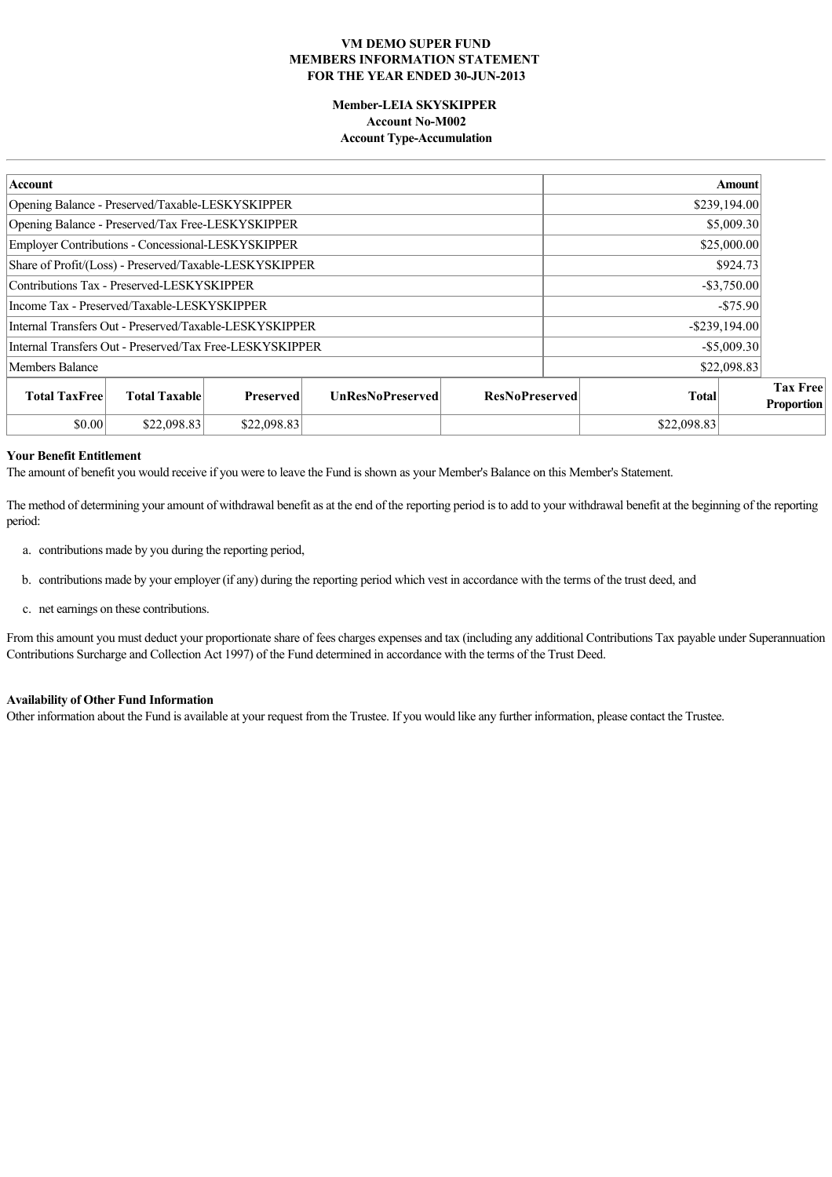**VM DEMO SUPER FUND**
**MEMBERS INFORMATION STATEMENT**
**FOR THE YEAR ENDED 30-JUN-2013**

**Member-LEIA SKYSKIPPER**
**Account No-M002**
**Account Type-Accumulation**

| Account | Amount |
|---|---|
| Opening Balance - Preserved/Taxable-LESKYSKIPPER | $239,194.00 |
| Opening Balance - Preserved/Tax Free-LESKYSKIPPER | $5,009.30 |
| Employer Contributions - Concessional-LESKYSKIPPER | $25,000.00 |
| Share of Profit/(Loss) - Preserved/Taxable-LESKYSKIPPER | $924.73 |
| Contributions Tax - Preserved-LESKYSKIPPER | -$3,750.00 |
| Income Tax - Preserved/Taxable-LESKYSKIPPER | -$75.90 |
| Internal Transfers Out - Preserved/Taxable-LESKYSKIPPER | -$239,194.00 |
| Internal Transfers Out - Preserved/Tax Free-LESKYSKIPPER | -$5,009.30 |
| Members Balance | $22,098.83 |

| Total TaxFree | Total Taxable | Preserved | UnResNoPreserved | ResNoPreserved | Total | Tax Free Proportion |
|---|---|---|---|---|---|---|
| $0.00 | $22,098.83 | $22,098.83 | | | $22,098.83 | |

**Your Benefit Entitlement**
The amount of benefit you would receive if you were to leave the Fund is shown as your Member's Balance on this Member's Statement.

The method of determining your amount of withdrawal benefit as at the end of the reporting period is to add to your withdrawal benefit at the beginning of the reporting period:

a. contributions made by you during the reporting period,

b. contributions made by your employer (if any) during the reporting period which vest in accordance with the terms of the trust deed, and

c. net earnings on these contributions.

From this amount you must deduct your proportionate share of fees charges expenses and tax (including any additional Contributions Tax payable under Superannuation Contributions Surcharge and Collection Act 1997) of the Fund determined in accordance with the terms of the Trust Deed.

**Availability of Other Fund Information**
Other information about the Fund is available at your request from the Trustee. If you would like any further information, please contact the Trustee.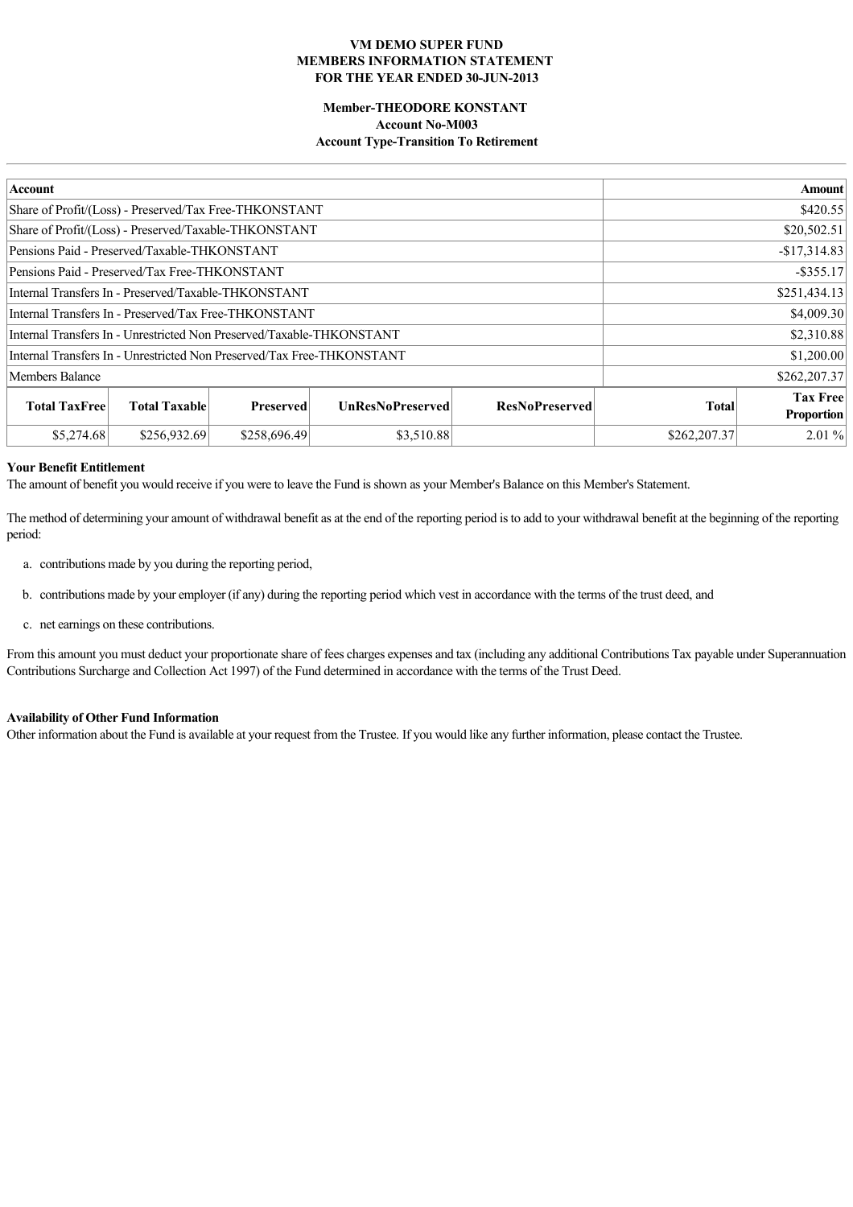**VM DEMO SUPER FUND**
**MEMBERS INFORMATION STATEMENT**
**FOR THE YEAR ENDED 30-JUN-2013**

**Member-THEODORE KONSTANT**
**Account No-M003**
**Account Type-Transition To Retirement**

| Account | Amount |
|---|---|
| Share of Profit/(Loss) - Preserved/Tax Free-THKONSTANT | $420.55 |
| Share of Profit/(Loss) - Preserved/Taxable-THKONSTANT | $20,502.51 |
| Pensions Paid - Preserved/Taxable-THKONSTANT | -$17,314.83 |
| Pensions Paid - Preserved/Tax Free-THKONSTANT | -$355.17 |
| Internal Transfers In - Preserved/Taxable-THKONSTANT | $251,434.13 |
| Internal Transfers In - Preserved/Tax Free-THKONSTANT | $4,009.30 |
| Internal Transfers In - Unrestricted Non Preserved/Taxable-THKONSTANT | $2,310.88 |
| Internal Transfers In - Unrestricted Non Preserved/Tax Free-THKONSTANT | $1,200.00 |
| Members Balance | $262,207.37 |

| Total TaxFree | Total Taxable | Preserved | UnResNoPreserved | ResNoPreserved | Total | Tax Free Proportion |
|---|---|---|---|---|---|---|
| $5,274.68 | $256,932.69 | $258,696.49 | $3,510.88 | | $262,207.37 | 2.01 % |

**Your Benefit Entitlement**
The amount of benefit you would receive if you were to leave the Fund is shown as your Member's Balance on this Member's Statement.

The method of determining your amount of withdrawal benefit as at the end of the reporting period is to add to your withdrawal benefit at the beginning of the reporting period:

a. contributions made by you during the reporting period,

b. contributions made by your employer (if any) during the reporting period which vest in accordance with the terms of the trust deed, and

c. net earnings on these contributions.

From this amount you must deduct your proportionate share of fees charges expenses and tax (including any additional Contributions Tax payable under Superannuation Contributions Surcharge and Collection Act 1997) of the Fund determined in accordance with the terms of the Trust Deed.

**Availability of Other Fund Information**
Other information about the Fund is available at your request from the Trustee. If you would like any further information, please contact the Trustee.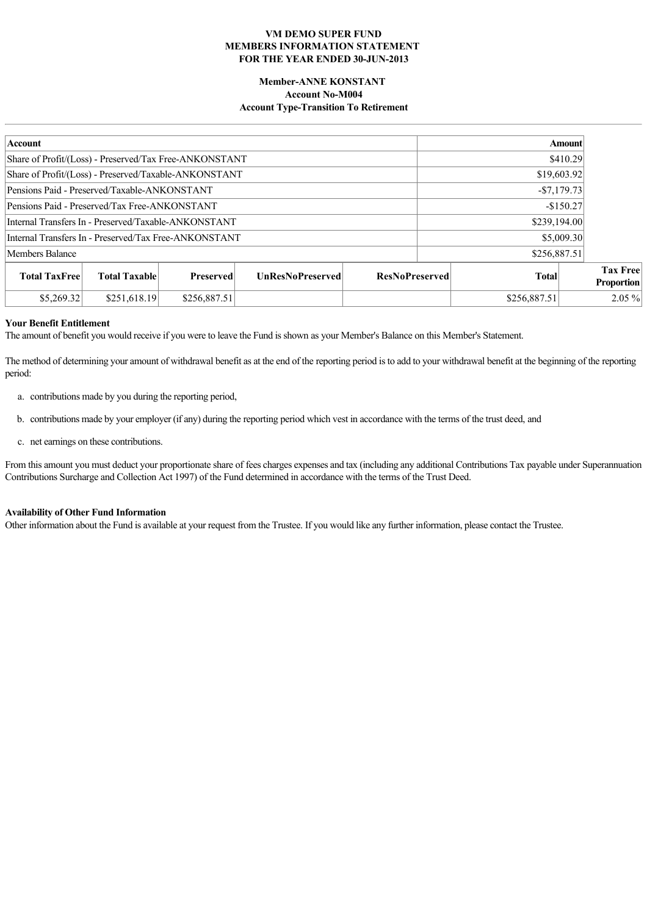**VM DEMO SUPER FUND**
**MEMBERS INFORMATION STATEMENT**
**FOR THE YEAR ENDED 30-JUN-2013**

**Member-ANNE KONSTANT**
**Account No-M004**
**Account Type-Transition To Retirement**

| Account | Amount |
|---|---|
| Share of Profit/(Loss) - Preserved/Tax Free-ANKONSTANT | $410.29 |
| Share of Profit/(Loss) - Preserved/Taxable-ANKONSTANT | $19,603.92 |
| Pensions Paid - Preserved/Taxable-ANKONSTANT | -$7,179.73 |
| Pensions Paid - Preserved/Tax Free-ANKONSTANT | -$150.27 |
| Internal Transfers In - Preserved/Taxable-ANKONSTANT | $239,194.00 |
| Internal Transfers In - Preserved/Tax Free-ANKONSTANT | $5,009.30 |
| Members Balance | $256,887.51 |

| Total TaxFree | Total Taxable | Preserved | UnResNoPreserved | ResNoPreserved | Total | Tax Free Proportion |
|---|---|---|---|---|---|---|
| $5,269.32 | $251,618.19 | $256,887.51 | | | $256,887.51 | 2.05 % |

**Your Benefit Entitlement**
The amount of benefit you would receive if you were to leave the Fund is shown as your Member's Balance on this Member's Statement.

The method of determining your amount of withdrawal benefit as at the end of the reporting period is to add to your withdrawal benefit at the beginning of the reporting period:

a. contributions made by you during the reporting period,

b. contributions made by your employer (if any) during the reporting period which vest in accordance with the terms of the trust deed, and

c. net earnings on these contributions.

From this amount you must deduct your proportionate share of fees charges expenses and tax (including any additional Contributions Tax payable under Superannuation Contributions Surcharge and Collection Act 1997) of the Fund determined in accordance with the terms of the Trust Deed.

**Availability of Other Fund Information**
Other information about the Fund is available at your request from the Trustee. If you would like any further information, please contact the Trustee.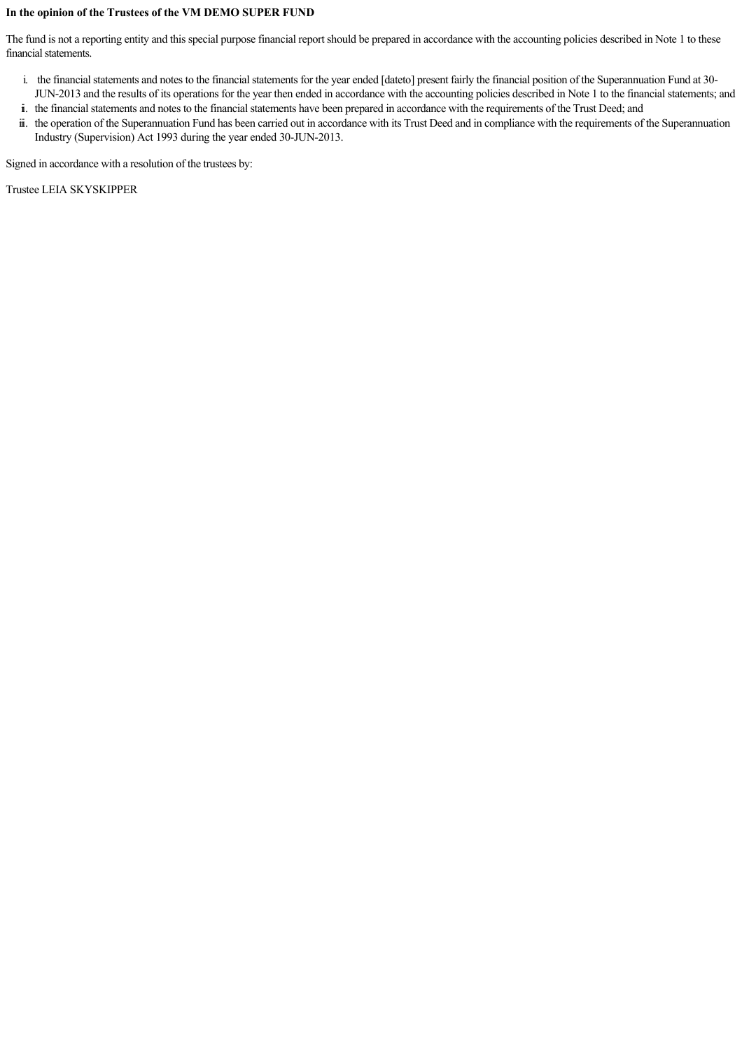**In the opinion of the Trustees of the VM DEMO SUPER FUND**

The fund is not a reporting entity and this special purpose financial report should be prepared in accordance with the accounting policies described in Note 1 to these financial statements.

i. the financial statements and notes to the financial statements for the year ended [dateto] present fairly the financial position of the Superannuation Fund at 30-JUN-2013 and the results of its operations for the year then ended in accordance with the accounting policies described in Note 1 to the financial statements; and
ii. the financial statements and notes to the financial statements have been prepared in accordance with the requirements of the Trust Deed; and
iii. the operation of the Superannuation Fund has been carried out in accordance with its Trust Deed and in compliance with the requirements of the Superannuation Industry (Supervision) Act 1993 during the year ended 30-JUN-2013.

Signed in accordance with a resolution of the trustees by:

Trustee LEIA SKYSKIPPER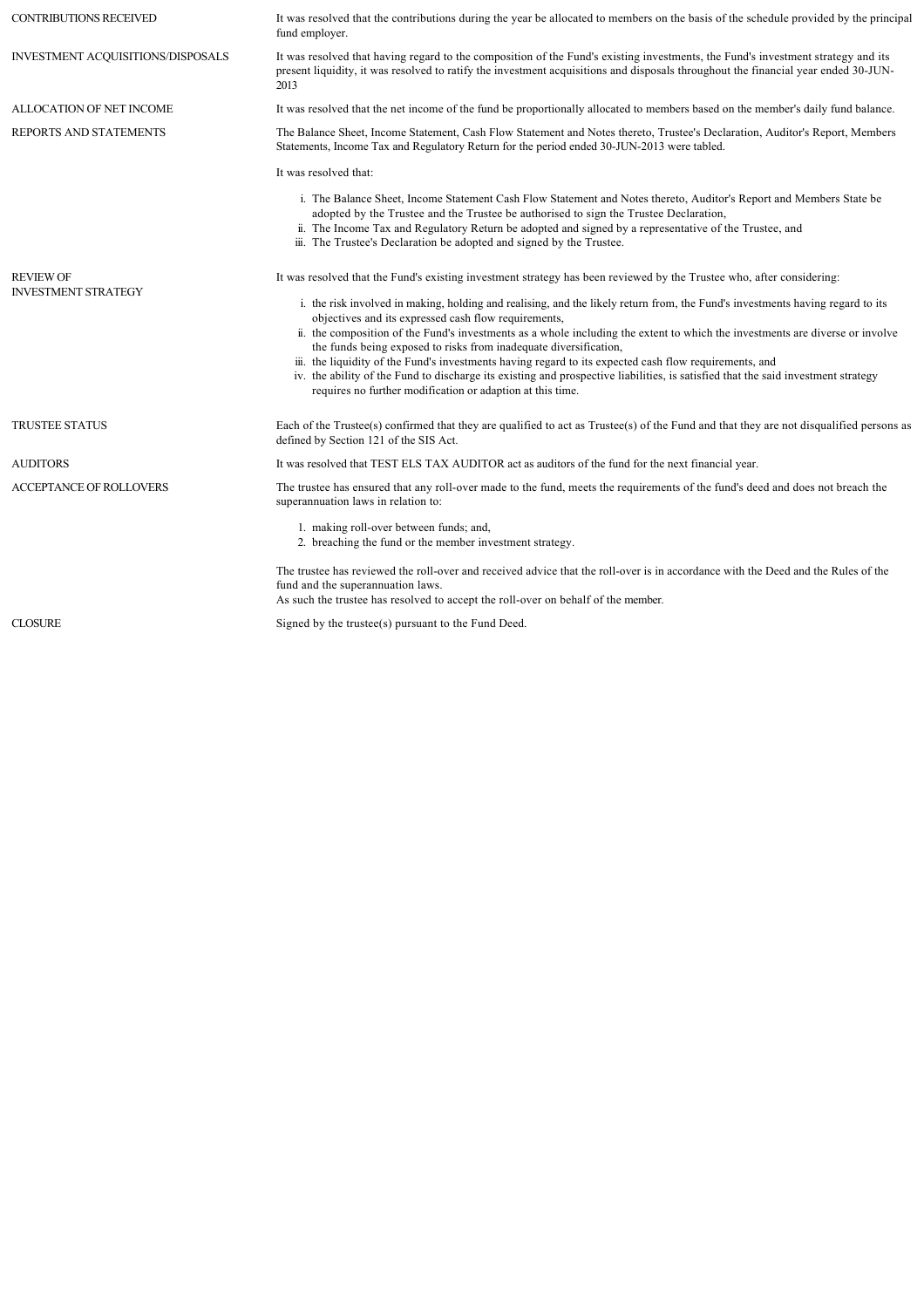| | |
|---|---|
| CONTRIBUTIONS RECEIVED | It was resolved that the contributions during the year be allocated to members on the basis of the schedule provided by the principal fund employer. |
| INVESTMENT ACQUISITIONS/DISPOSALS | It was resolved that having regard to the composition of the Fund's existing investments, the Fund's investment strategy and its present liquidity, it was resolved to ratify the investment acquisitions and disposals throughout the financial year ended 30-JUN-2013 |
| ALLOCATION OF NET INCOME | It was resolved that the net income of the fund be proportionally allocated to members based on the member's daily fund balance. |
| REPORTS AND STATEMENTS | The Balance Sheet, Income Statement, Cash Flow Statement and Notes thereto, Trustee's Declaration, Auditor's Report, Members Statements, Income Tax and Regulatory Return for the period ended 30-JUN-2013 were tabled.<br><br>It was resolved that:<br><br>i. The Balance Sheet, Income Statement Cash Flow Statement and Notes thereto, Auditor's Report and Members State be adopted by the Trustee and the Trustee be authorised to sign the Trustee Declaration,<br>ii. The Income Tax and Regulatory Return be adopted and signed by a representative of the Trustee, and<br>iii. The Trustee's Declaration be adopted and signed by the Trustee. |
| REVIEW OF INVESTMENT STRATEGY | It was resolved that the Fund's existing investment strategy has been reviewed by the Trustee who, after considering:<br><br>i. the risk involved in making, holding and realising, and the likely return from, the Fund's investments having regard to its objectives and its expressed cash flow requirements,<br>ii. the composition of the Fund's investments as a whole including the extent to which the investments are diverse or involve the funds being exposed to risks from inadequate diversification,<br>iii. the liquidity of the Fund's investments having regard to its expected cash flow requirements, and<br>iv. the ability of the Fund to discharge its existing and prospective liabilities, is satisfied that the said investment strategy requires no further modification or adaption at this time. |
| TRUSTEE STATUS | Each of the Trustee(s) confirmed that they are qualified to act as Trustee(s) of the Fund and that they are not disqualified persons as defined by Section 121 of the SIS Act. |
| AUDITORS | It was resolved that TEST ELS TAX AUDITOR act as auditors of the fund for the next financial year. |
| ACCEPTANCE OF ROLLOVERS | The trustee has ensured that any roll-over made to the fund, meets the requirements of the fund's deed and does not breach the superannuation laws in relation to:<br><br>1. making roll-over between funds; and,<br>2. breaching the fund or the member investment strategy.<br><br>The trustee has reviewed the roll-over and received advice that the roll-over is in accordance with the Deed and the Rules of the fund and the superannuation laws.<br>As such the trustee has resolved to accept the roll-over on behalf of the member. |
| CLOSURE | Signed by the trustee(s) pursuant to the Fund Deed. |